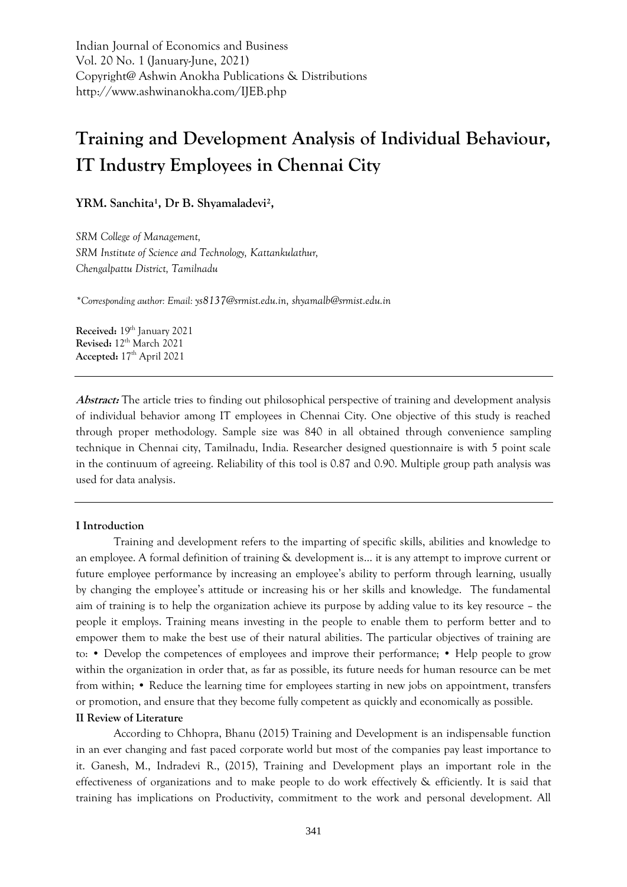Indian Journal of Economics and Business
Vol. 20 No. 1 (January-June, 2021)
Copyright@ Ashwin Anokha Publications & Distributions
http://www.ashwinanokha.com/IJEB.php

# Training and Development Analysis of Individual Behaviour, IT Industry Employees in Chennai City

**YRM. Sanchita[1], Dr B. Shyamaladevi[2],**

*SRM College of Management,*
*SRM Institute of Science and Technology, Kattankulathur,*
*Chengalpattu District, Tamilnadu*

*\*Corresponding author: Email: ys8137@srmist.edu.in, shyamalb@srmist.edu.in*

**Received:** 19th January 2021
**Revised:** 12th March 2021
**Accepted:** 17th April 2021

***Abstract:*** The article tries to finding out philosophical perspective of training and development analysis of individual behavior among IT employees in Chennai City. One objective of this study is reached through proper methodology. Sample size was 840 in all obtained through convenience sampling technique in Chennai city, Tamilnadu, India. Researcher designed questionnaire is with 5 point scale in the continuum of agreeing. Reliability of this tool is 0.87 and 0.90. Multiple group path analysis was used for data analysis.

## I Introduction

Training and development refers to the imparting of specific skills, abilities and knowledge to an employee. A formal definition of training & development is... it is any attempt to improve current or future employee performance by increasing an employee's ability to perform through learning, usually by changing the employee's attitude or increasing his or her skills and knowledge. The fundamental aim of training is to help the organization achieve its purpose by adding value to its key resource – the people it employs. Training means investing in the people to enable them to perform better and to empower them to make the best use of their natural abilities. The particular objectives of training are to: • Develop the competences of employees and improve their performance; • Help people to grow within the organization in order that, as far as possible, its future needs for human resource can be met from within; • Reduce the learning time for employees starting in new jobs on appointment, transfers or promotion, and ensure that they become fully competent as quickly and economically as possible.

## II Review of Literature

According to Chhopra, Bhanu (2015) Training and Development is an indispensable function in an ever changing and fast paced corporate world but most of the companies pay least importance to it. Ganesh, M., Indradevi R., (2015), Training and Development plays an important role in the effectiveness of organizations and to make people to do work effectively & efficiently. It is said that training has implications on Productivity, commitment to the work and personal development. All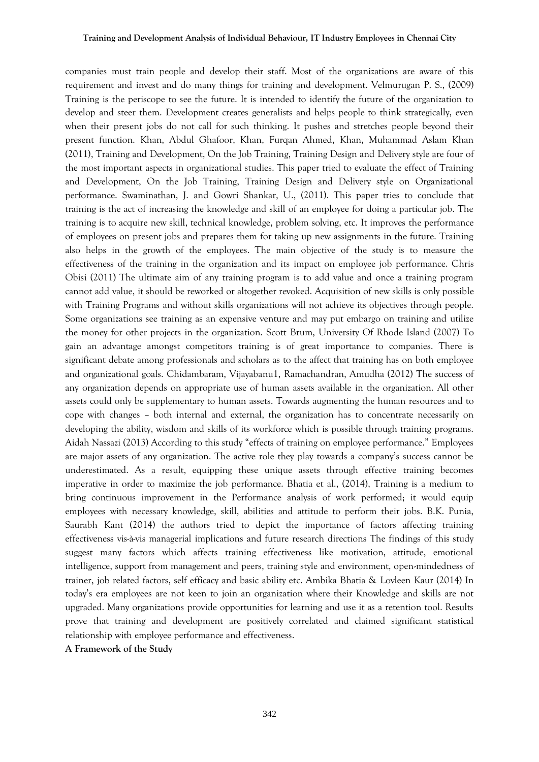companies must train people and develop their staff. Most of the organizations are aware of this requirement and invest and do many things for training and development. Velmurugan P. S., (2009) Training is the periscope to see the future. It is intended to identify the future of the organization to develop and steer them. Development creates generalists and helps people to think strategically, even when their present jobs do not call for such thinking. It pushes and stretches people beyond their present function. Khan, Abdul Ghafoor, Khan, Furqan Ahmed, Khan, Muhammad Aslam Khan (2011), Training and Development, On the Job Training, Training Design and Delivery style are four of the most important aspects in organizational studies. This paper tried to evaluate the effect of Training and Development, On the Job Training, Training Design and Delivery style on Organizational performance. Swaminathan, J. and Gowri Shankar, U., (2011). This paper tries to conclude that training is the act of increasing the knowledge and skill of an employee for doing a particular job. The training is to acquire new skill, technical knowledge, problem solving, etc. It improves the performance of employees on present jobs and prepares them for taking up new assignments in the future. Training also helps in the growth of the employees. The main objective of the study is to measure the effectiveness of the training in the organization and its impact on employee job performance. Chris Obisi (2011) The ultimate aim of any training program is to add value and once a training program cannot add value, it should be reworked or altogether revoked. Acquisition of new skills is only possible with Training Programs and without skills organizations will not achieve its objectives through people. Some organizations see training as an expensive venture and may put embargo on training and utilize the money for other projects in the organization. Scott Brum, University Of Rhode Island (2007) To gain an advantage amongst competitors training is of great importance to companies. There is significant debate among professionals and scholars as to the affect that training has on both employee and organizational goals. Chidambaram, Vijayabanu1, Ramachandran, Amudha (2012) The success of any organization depends on appropriate use of human assets available in the organization. All other assets could only be supplementary to human assets. Towards augmenting the human resources and to cope with changes – both internal and external, the organization has to concentrate necessarily on developing the ability, wisdom and skills of its workforce which is possible through training programs. Aidah Nassazi (2013) According to this study "effects of training on employee performance." Employees are major assets of any organization. The active role they play towards a company's success cannot be underestimated. As a result, equipping these unique assets through effective training becomes imperative in order to maximize the job performance. Bhatia et al., (2014), Training is a medium to bring continuous improvement in the Performance analysis of work performed; it would equip employees with necessary knowledge, skill, abilities and attitude to perform their jobs. B.K. Punia, Saurabh Kant (2014) the authors tried to depict the importance of factors affecting training effectiveness vis-à-vis managerial implications and future research directions The findings of this study suggest many factors which affects training effectiveness like motivation, attitude, emotional intelligence, support from management and peers, training style and environment, open-mindedness of trainer, job related factors, self efficacy and basic ability etc. Ambika Bhatia & Lovleen Kaur (2014) In today's era employees are not keen to join an organization where their Knowledge and skills are not upgraded. Many organizations provide opportunities for learning and use it as a retention tool. Results prove that training and development are positively correlated and claimed significant statistical relationship with employee performance and effectiveness.

**A Framework of the Study**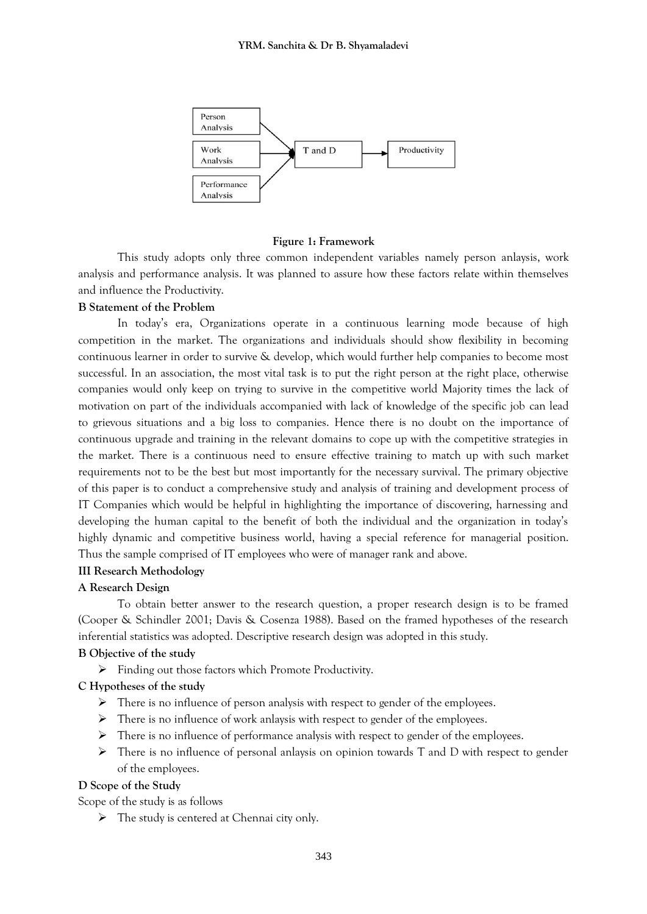Figure 1: Framework

This study adopts only three common independent variables namely person anlaysis, work analysis and performance analysis. It was planned to assure how these factors relate within themselves and influence the Productivity.

**B Statement of the Problem**

In today's era, Organizations operate in a continuous learning mode because of high competition in the market. The organizations and individuals should show flexibility in becoming continuous learner in order to survive & develop, which would further help companies to become most successful. In an association, the most vital task is to put the right person at the right place, otherwise companies would only keep on trying to survive in the competitive world Majority times the lack of motivation on part of the individuals accompanied with lack of knowledge of the specific job can lead to grievous situations and a big loss to companies. Hence there is no doubt on the importance of continuous upgrade and training in the relevant domains to cope up with the competitive strategies in the market. There is a continuous need to ensure effective training to match up with such market requirements not to be the best but most importantly for the necessary survival. The primary objective of this paper is to conduct a comprehensive study and analysis of training and development process of IT Companies which would be helpful in highlighting the importance of discovering, harnessing and developing the human capital to the benefit of both the individual and the organization in today's highly dynamic and competitive business world, having a special reference for managerial position. Thus the sample comprised of IT employees who were of manager rank and above.

## III Research Methodology

**A Research Design**

To obtain better answer to the research question, a proper research design is to be framed (Cooper & Schindler 2001; Davis & Cosenza 1988). Based on the framed hypotheses of the research inferential statistics was adopted. Descriptive research design was adopted in this study.

**B Objective of the study**

- Finding out those factors which Promote Productivity.

**C Hypotheses of the study**

- There is no influence of person analysis with respect to gender of the employees.
- There is no influence of work anlaysis with respect to gender of the employees.
- There is no influence of performance analysis with respect to gender of the employees.
- There is no influence of personal anlaysis on opinion towards T and D with respect to gender of the employees.

**D Scope of the Study**

Scope of the study is as follows

- The study is centered at Chennai city only.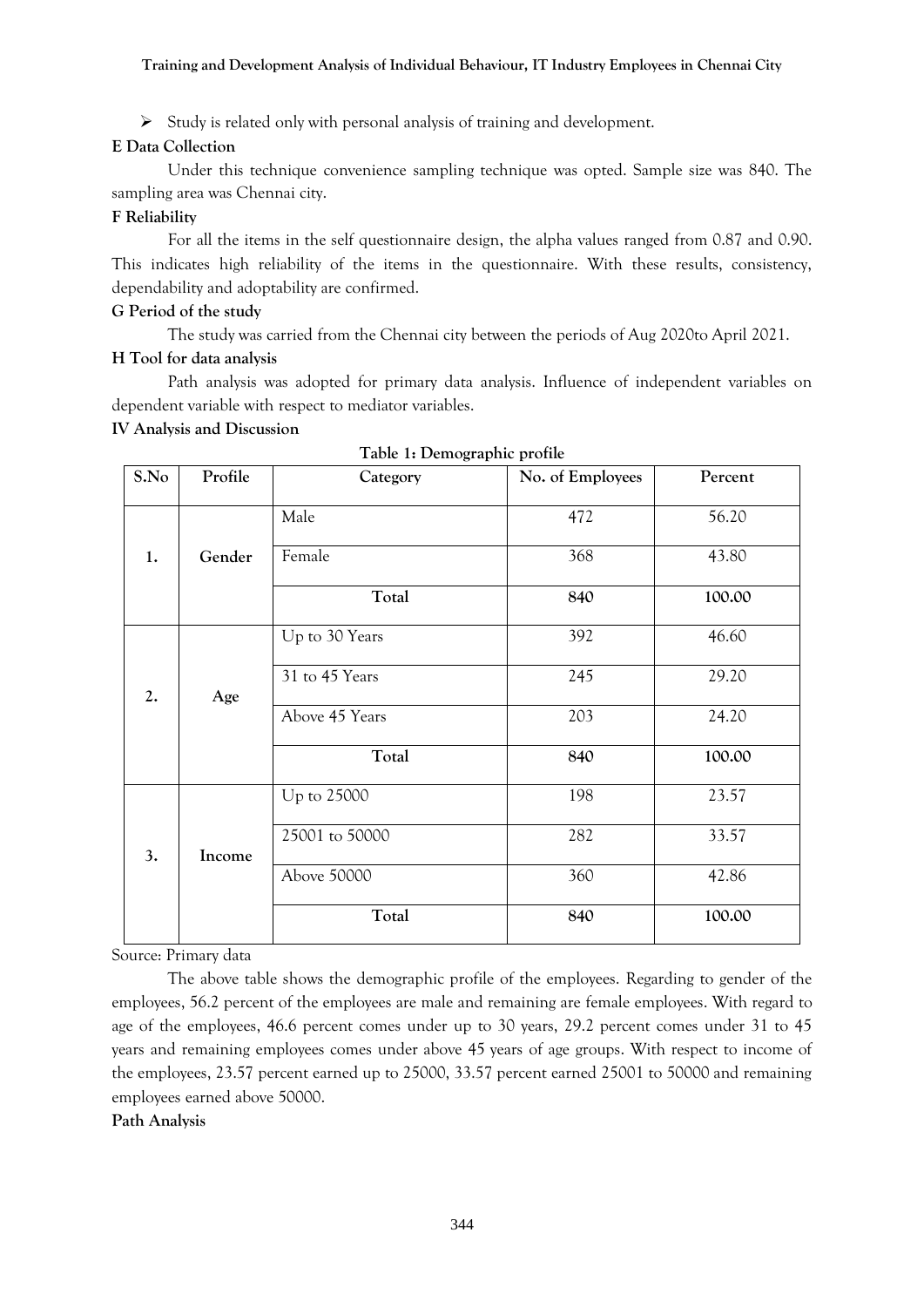- Study is related only with personal analysis of training and development.

**E Data Collection**

Under this technique convenience sampling technique was opted. Sample size was 840. The sampling area was Chennai city.

**F Reliability**

For all the items in the self questionnaire design, the alpha values ranged from 0.87 and 0.90. This indicates high reliability of the items in the questionnaire. With these results, consistency, dependability and adoptability are confirmed.

**G Period of the study**

The study was carried from the Chennai city between the periods of Aug 2020to April 2021.

**H Tool for data analysis**

Path analysis was adopted for primary data analysis. Influence of independent variables on dependent variable with respect to mediator variables.

**IV Analysis and Discussion**

**Table 1: Demographic profile**

| S.No | Profile | Category | No. of Employees | Percent |
|---|---|---|---|---|
| 1. | Gender | Male | 472 | 56.20 |
| | | Female | 368 | 43.80 |
| | | **Total** | **840** | **100.00** |
| 2. | Age | Up to 30 Years | 392 | 46.60 |
| | | 31 to 45 Years | 245 | 29.20 |
| | | Above 45 Years | 203 | 24.20 |
| | | **Total** | **840** | **100.00** |
| 3. | Income | Up to 25000 | 198 | 23.57 |
| | | 25001 to 50000 | 282 | 33.57 |
| | | Above 50000 | 360 | 42.86 |
| | | **Total** | **840** | **100.00** |

Source: Primary data

The above table shows the demographic profile of the employees. Regarding to gender of the employees, 56.2 percent of the employees are male and remaining are female employees. With regard to age of the employees, 46.6 percent comes under up to 30 years, 29.2 percent comes under 31 to 45 years and remaining employees comes under above 45 years of age groups. With respect to income of the employees, 23.57 percent earned up to 25000, 33.57 percent earned 25001 to 50000 and remaining employees earned above 50000.

**Path Analysis**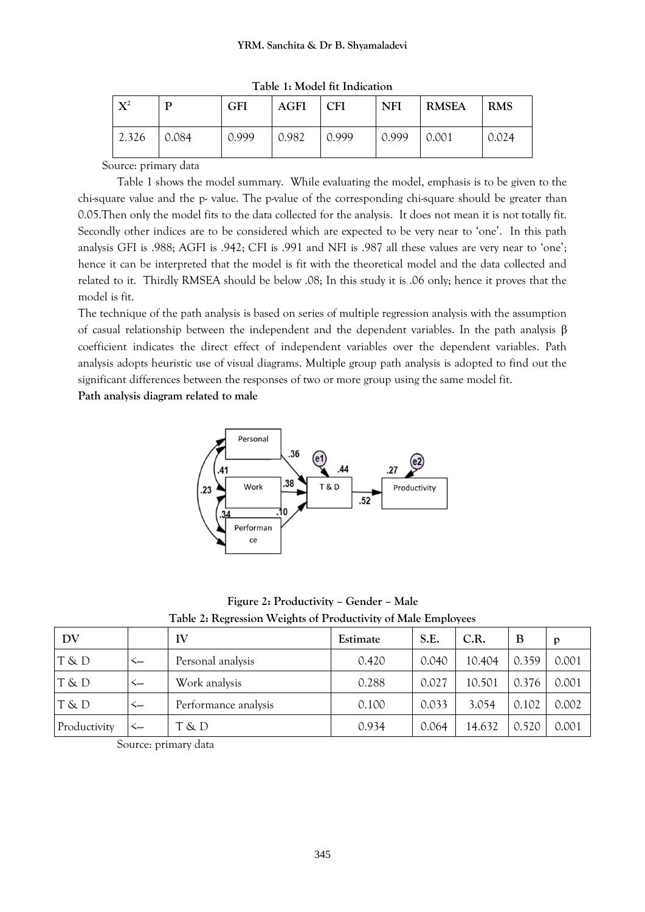**Table 1: Model fit Indication**

| $X^2$ | P | GFI | AGFI | CFI | NFI | RMSEA | RMS |
|---|---|---|---|---|---|---|---|
| 2.326 | 0.084 | 0.999 | 0.982 | 0.999 | 0.999 | 0.001 | 0.024 |

Source: primary data

Table 1 shows the model summary. While evaluating the model, emphasis is to be given to the chi-square value and the p- value. The p-value of the corresponding chi-square should be greater than 0.05.Then only the model fits to the data collected for the analysis. It does not mean it is not totally fit. Secondly other indices are to be considered which are expected to be very near to 'one'. In this path analysis GFI is .988; AGFI is .942; CFI is .991 and NFI is .987 all these values are very near to 'one'; hence it can be interpreted that the model is fit with the theoretical model and the data collected and related to it. Thirdly RMSEA should be below .08; In this study it is .06 only; hence it proves that the model is fit.

The technique of the path analysis is based on series of multiple regression analysis with the assumption of casual relationship between the independent and the dependent variables. In the path analysis β coefficient indicates the direct effect of independent variables over the dependent variables. Path analysis adopts heuristic use of visual diagrams. Multiple group path analysis is adopted to find out the significant differences between the responses of two or more group using the same model fit.

**Path analysis diagram related to male**

**Figure 2: Productivity – Gender – Male**

**Table 2: Regression Weights of Productivity of Male Employees**

| DV | | IV | Estimate | S.E. | C.R. | B | p |
|---|---|---|---|---|---|---|---|
| T & D | <--- | Personal analysis | 0.420 | 0.040 | 10.404 | 0.359 | 0.001 |
| T & D | <--- | Work analysis | 0.288 | 0.027 | 10.501 | 0.376 | 0.001 |
| T & D | <--- | Performance analysis | 0.100 | 0.033 | 3.054 | 0.102 | 0.002 |
| Productivity | <--- | T & D | 0.934 | 0.064 | 14.632 | 0.520 | 0.001 |

Source: primary data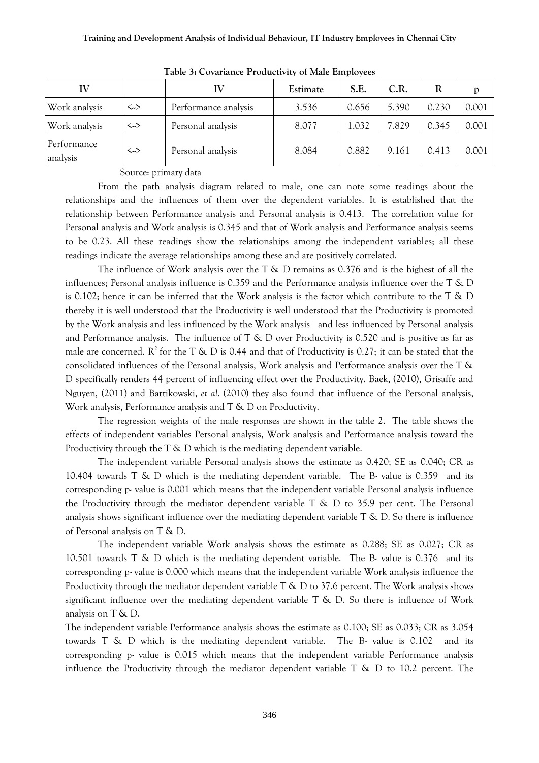**Table 3: Covariance Productivity of Male Employees**

| IV | | IV | Estimate | S.E. | C.R. | R | p |
|---|---|---|---|---|---|---|---|
| Work analysis | <--> | Performance analysis | 3.536 | 0.656 | 5.390 | 0.230 | 0.001 |
| Work analysis | <--> | Personal analysis | 8.077 | 1.032 | 7.829 | 0.345 | 0.001 |
| Performance analysis | <--> | Personal analysis | 8.084 | 0.882 | 9.161 | 0.413 | 0.001 |

Source: primary data

From the path analysis diagram related to male, one can note some readings about the relationships and the influences of them over the dependent variables. It is established that the relationship between Performance analysis and Personal analysis is 0.413. The correlation value for Personal analysis and Work analysis is 0.345 and that of Work analysis and Performance analysis seems to be 0.23. All these readings show the relationships among the independent variables; all these readings indicate the average relationships among these and are positively correlated.

The influence of Work analysis over the T & D remains as 0.376 and is the highest of all the influences; Personal analysis influence is 0.359 and the Performance analysis influence over the T & D is 0.102; hence it can be inferred that the Work analysis is the factor which contribute to the T & D thereby it is well understood that the Productivity is well understood that the Productivity is promoted by the Work analysis and less influenced by the Work analysis and less influenced by Personal analysis and Performance analysis. The influence of T & D over Productivity is 0.520 and is positive as far as male are concerned. $R^2$ for the T & D is 0.44 and that of Productivity is 0.27; it can be stated that the consolidated influences of the Personal analysis, Work analysis and Performance analysis over the T & D specifically renders 44 percent of influencing effect over the Productivity. Baek, (2010), Grisaffe and Nguyen, (2011) and Bartikowski, *et al*. (2010) they also found that influence of the Personal analysis, Work analysis, Performance analysis and T & D on Productivity.

The regression weights of the male responses are shown in the table 2. The table shows the effects of independent variables Personal analysis, Work analysis and Performance analysis toward the Productivity through the T & D which is the mediating dependent variable.

The independent variable Personal analysis shows the estimate as 0.420; SE as 0.040; CR as 10.404 towards T & D which is the mediating dependent variable. The B- value is 0.359 and its corresponding p- value is 0.001 which means that the independent variable Personal analysis influence the Productivity through the mediator dependent variable T & D to 35.9 per cent. The Personal analysis shows significant influence over the mediating dependent variable T & D. So there is influence of Personal analysis on T & D.

The independent variable Work analysis shows the estimate as 0.288; SE as 0.027; CR as 10.501 towards T & D which is the mediating dependent variable. The B- value is 0.376 and its corresponding p- value is 0.000 which means that the independent variable Work analysis influence the Productivity through the mediator dependent variable T & D to 37.6 percent. The Work analysis shows significant influence over the mediating dependent variable T & D. So there is influence of Work analysis on T & D.

The independent variable Performance analysis shows the estimate as 0.100; SE as 0.033; CR as 3.054 towards T & D which is the mediating dependent variable. The B- value is 0.102 and its corresponding p- value is 0.015 which means that the independent variable Performance analysis influence the Productivity through the mediator dependent variable T & D to 10.2 percent. The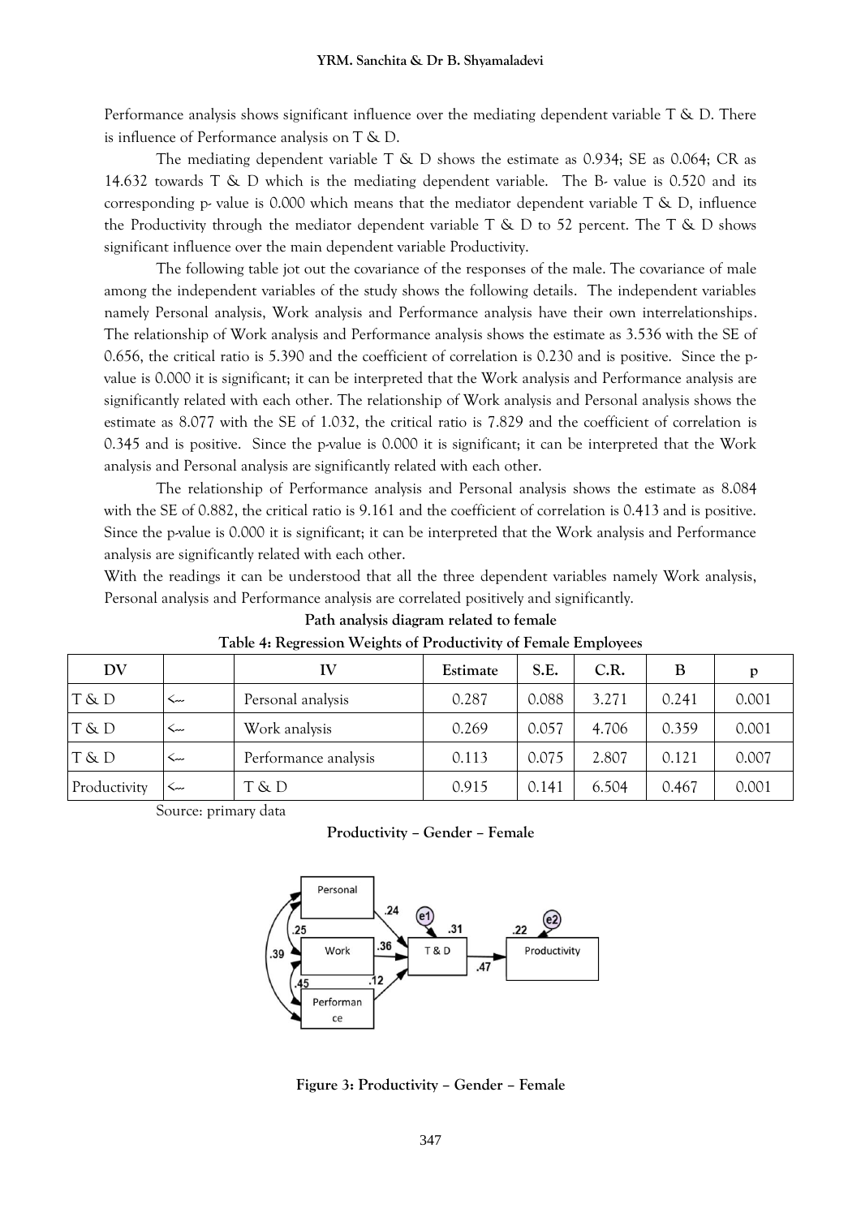Performance analysis shows significant influence over the mediating dependent variable T & D. There is influence of Performance analysis on T & D.

The mediating dependent variable T & D shows the estimate as 0.934; SE as 0.064; CR as 14.632 towards T & D which is the mediating dependent variable. The B- value is 0.520 and its corresponding p- value is 0.000 which means that the mediator dependent variable T & D, influence the Productivity through the mediator dependent variable T & D to 52 percent. The T & D shows significant influence over the main dependent variable Productivity.

The following table jot out the covariance of the responses of the male. The covariance of male among the independent variables of the study shows the following details. The independent variables namely Personal analysis, Work analysis and Performance analysis have their own interrelationships. The relationship of Work analysis and Performance analysis shows the estimate as 3.536 with the SE of 0.656, the critical ratio is 5.390 and the coefficient of correlation is 0.230 and is positive. Since the p-value is 0.000 it is significant; it can be interpreted that the Work analysis and Performance analysis are significantly related with each other. The relationship of Work analysis and Personal analysis shows the estimate as 8.077 with the SE of 1.032, the critical ratio is 7.829 and the coefficient of correlation is 0.345 and is positive. Since the p-value is 0.000 it is significant; it can be interpreted that the Work analysis and Personal analysis are significantly related with each other.

The relationship of Performance analysis and Personal analysis shows the estimate as 8.084 with the SE of 0.882, the critical ratio is 9.161 and the coefficient of correlation is 0.413 and is positive. Since the p-value is 0.000 it is significant; it can be interpreted that the Work analysis and Performance analysis are significantly related with each other.

With the readings it can be understood that all the three dependent variables namely Work analysis, Personal analysis and Performance analysis are correlated positively and significantly.

**Path analysis diagram related to female**

**Table 4: Regression Weights of Productivity of Female Employees**

| DV | | IV | Estimate | S.E. | C.R. | B | p |
|---|---|---|---|---|---|---|---|
| T & D | <--- | Personal analysis | 0.287 | 0.088 | 3.271 | 0.241 | 0.001 |
| T & D | <--- | Work analysis | 0.269 | 0.057 | 4.706 | 0.359 | 0.001 |
| T & D | <--- | Performance analysis | 0.113 | 0.075 | 2.807 | 0.121 | 0.007 |
| Productivity | <--- | T & D | 0.915 | 0.141 | 6.504 | 0.467 | 0.001 |

Source: primary data

**Productivity – Gender – Female**

**Figure 3: Productivity – Gender – Female**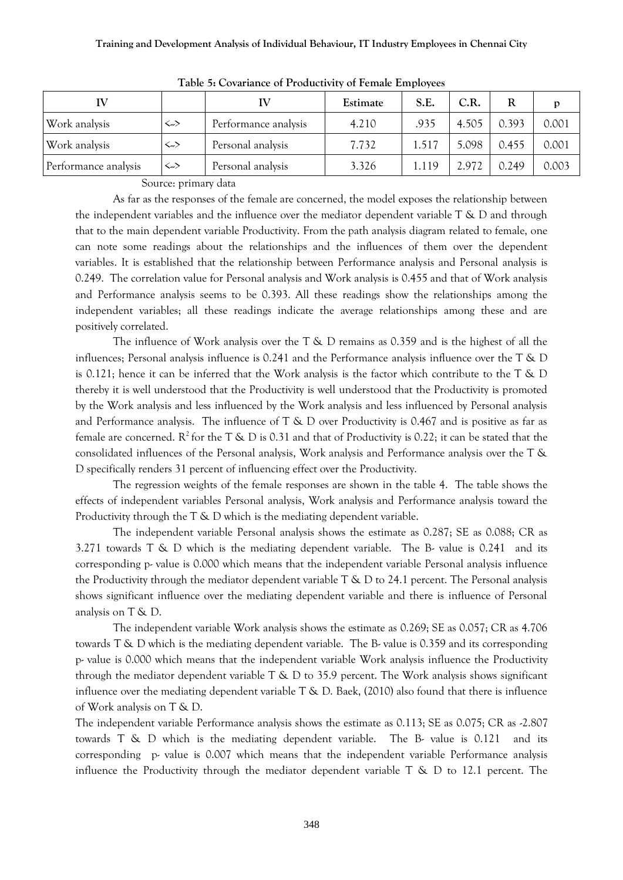**Table 5: Covariance of Productivity of Female Employees**

| IV | | IV | Estimate | S.E. | C.R. | R | p |
|---|---|---|---|---|---|---|---|
| Work analysis | <--> | Performance analysis | 4.210 | .935 | 4.505 | 0.393 | 0.001 |
| Work analysis | <--> | Personal analysis | 7.732 | 1.517 | 5.098 | 0.455 | 0.001 |
| Performance analysis | <--> | Personal analysis | 3.326 | 1.119 | 2.972 | 0.249 | 0.003 |

Source: primary data

As far as the responses of the female are concerned, the model exposes the relationship between the independent variables and the influence over the mediator dependent variable T & D and through that to the main dependent variable Productivity. From the path analysis diagram related to female, one can note some readings about the relationships and the influences of them over the dependent variables. It is established that the relationship between Performance analysis and Personal analysis is 0.249. The correlation value for Personal analysis and Work analysis is 0.455 and that of Work analysis and Performance analysis seems to be 0.393. All these readings show the relationships among the independent variables; all these readings indicate the average relationships among these and are positively correlated.

The influence of Work analysis over the T & D remains as 0.359 and is the highest of all the influences; Personal analysis influence is 0.241 and the Performance analysis influence over the T & D is 0.121; hence it can be inferred that the Work analysis is the factor which contribute to the T & D thereby it is well understood that the Productivity is well understood that the Productivity is promoted by the Work analysis and less influenced by the Work analysis and less influenced by Personal analysis and Performance analysis. The influence of T & D over Productivity is 0.467 and is positive as far as female are concerned. $R^2$ for the T & D is 0.31 and that of Productivity is 0.22; it can be stated that the consolidated influences of the Personal analysis, Work analysis and Performance analysis over the T & D specifically renders 31 percent of influencing effect over the Productivity.

The regression weights of the female responses are shown in the table 4. The table shows the effects of independent variables Personal analysis, Work analysis and Performance analysis toward the Productivity through the T & D which is the mediating dependent variable.

The independent variable Personal analysis shows the estimate as 0.287; SE as 0.088; CR as 3.271 towards T & D which is the mediating dependent variable. The B- value is 0.241 and its corresponding p- value is 0.000 which means that the independent variable Personal analysis influence the Productivity through the mediator dependent variable T & D to 24.1 percent. The Personal analysis shows significant influence over the mediating dependent variable and there is influence of Personal analysis on T & D.

The independent variable Work analysis shows the estimate as 0.269; SE as 0.057; CR as 4.706 towards T & D which is the mediating dependent variable. The B- value is 0.359 and its corresponding p- value is 0.000 which means that the independent variable Work analysis influence the Productivity through the mediator dependent variable T & D to 35.9 percent. The Work analysis shows significant influence over the mediating dependent variable T & D. Baek, (2010) also found that there is influence of Work analysis on T & D.

The independent variable Performance analysis shows the estimate as 0.113; SE as 0.075; CR as -2.807 towards T & D which is the mediating dependent variable. The B- value is 0.121 and its corresponding p- value is 0.007 which means that the independent variable Performance analysis influence the Productivity through the mediator dependent variable T & D to 12.1 percent. The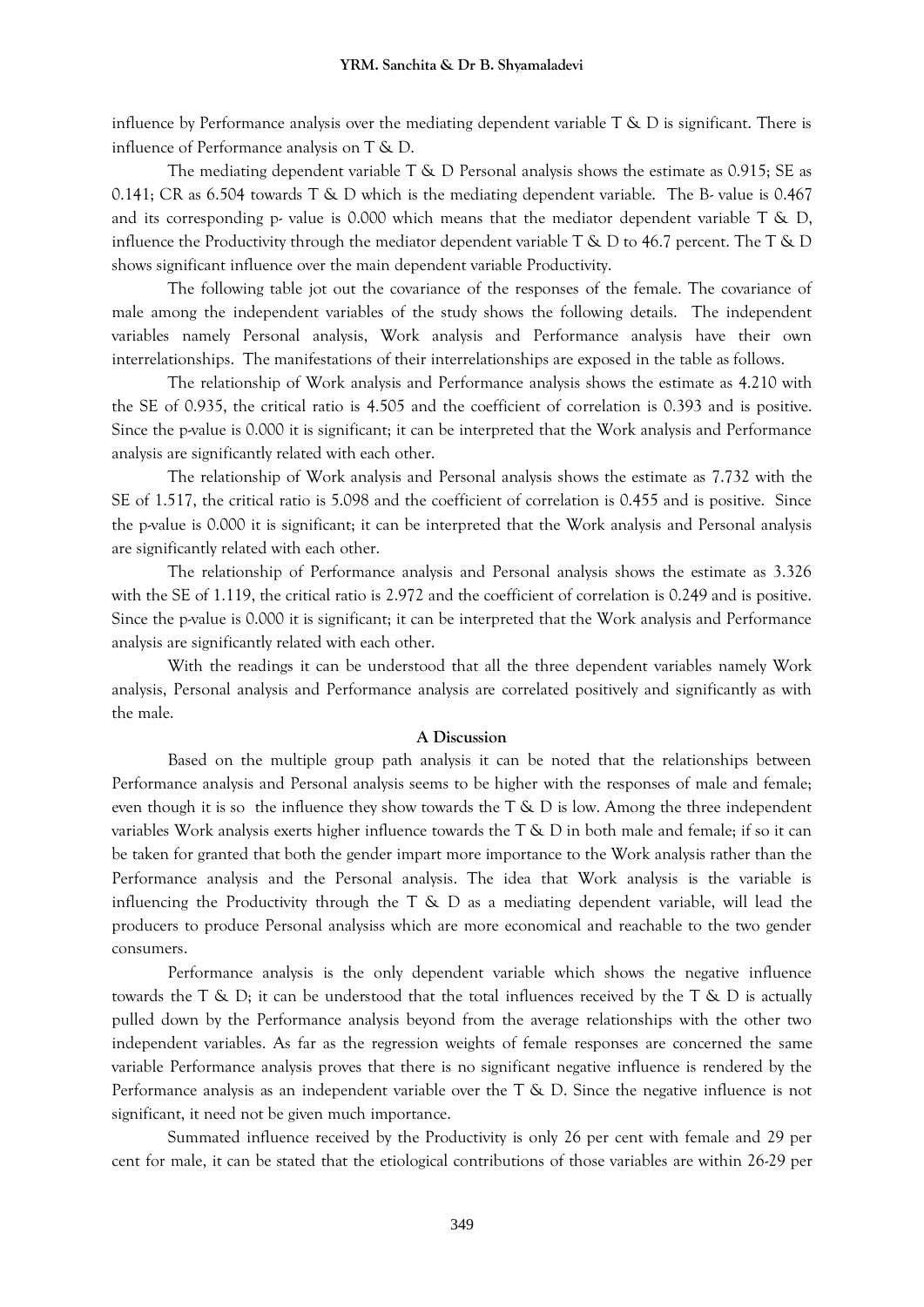influence by Performance analysis over the mediating dependent variable T & D is significant. There is influence of Performance analysis on T & D.

The mediating dependent variable T & D Personal analysis shows the estimate as 0.915; SE as 0.141; CR as 6.504 towards T & D which is the mediating dependent variable. The B- value is 0.467 and its corresponding p- value is 0.000 which means that the mediator dependent variable T & D, influence the Productivity through the mediator dependent variable T & D to 46.7 percent. The T & D shows significant influence over the main dependent variable Productivity.

The following table jot out the covariance of the responses of the female. The covariance of male among the independent variables of the study shows the following details. The independent variables namely Personal analysis, Work analysis and Performance analysis have their own interrelationships. The manifestations of their interrelationships are exposed in the table as follows.

The relationship of Work analysis and Performance analysis shows the estimate as 4.210 with the SE of 0.935, the critical ratio is 4.505 and the coefficient of correlation is 0.393 and is positive. Since the p-value is 0.000 it is significant; it can be interpreted that the Work analysis and Performance analysis are significantly related with each other.

The relationship of Work analysis and Personal analysis shows the estimate as 7.732 with the SE of 1.517, the critical ratio is 5.098 and the coefficient of correlation is 0.455 and is positive. Since the p-value is 0.000 it is significant; it can be interpreted that the Work analysis and Personal analysis are significantly related with each other.

The relationship of Performance analysis and Personal analysis shows the estimate as 3.326 with the SE of 1.119, the critical ratio is 2.972 and the coefficient of correlation is 0.249 and is positive. Since the p-value is 0.000 it is significant; it can be interpreted that the Work analysis and Performance analysis are significantly related with each other.

With the readings it can be understood that all the three dependent variables namely Work analysis, Personal analysis and Performance analysis are correlated positively and significantly as with the male.

**A Discussion**

Based on the multiple group path analysis it can be noted that the relationships between Performance analysis and Personal analysis seems to be higher with the responses of male and female; even though it is so the influence they show towards the T & D is low. Among the three independent variables Work analysis exerts higher influence towards the T & D in both male and female; if so it can be taken for granted that both the gender impart more importance to the Work analysis rather than the Performance analysis and the Personal analysis. The idea that Work analysis is the variable is influencing the Productivity through the T & D as a mediating dependent variable, will lead the producers to produce Personal analysiss which are more economical and reachable to the two gender consumers.

Performance analysis is the only dependent variable which shows the negative influence towards the T & D; it can be understood that the total influences received by the T & D is actually pulled down by the Performance analysis beyond from the average relationships with the other two independent variables. As far as the regression weights of female responses are concerned the same variable Performance analysis proves that there is no significant negative influence is rendered by the Performance analysis as an independent variable over the T & D. Since the negative influence is not significant, it need not be given much importance.

Summated influence received by the Productivity is only 26 per cent with female and 29 per cent for male, it can be stated that the etiological contributions of those variables are within 26-29 per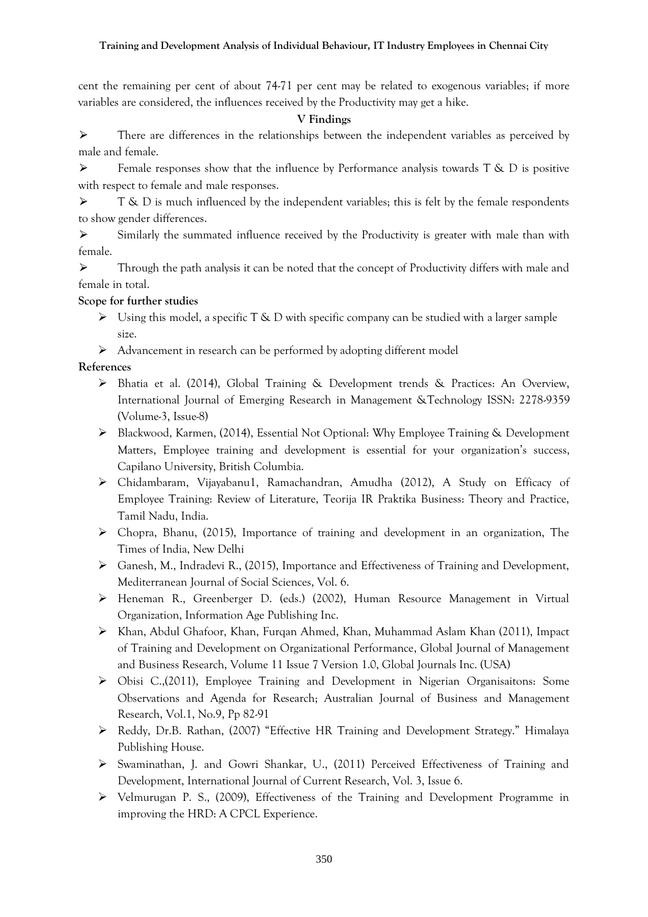cent the remaining per cent of about 74-71 per cent may be related to exogenous variables; if more variables are considered, the influences received by the Productivity may get a hike.

## V Findings

- There are differences in the relationships between the independent variables as perceived by male and female.
- Female responses show that the influence by Performance analysis towards T & D is positive with respect to female and male responses.
- T & D is much influenced by the independent variables; this is felt by the female respondents to show gender differences.
- Similarly the summated influence received by the Productivity is greater with male than with female.
- Through the path analysis it can be noted that the concept of Productivity differs with male and female in total.

**Scope for further studies**

- Using this model, a specific T & D with specific company can be studied with a larger sample size.
- Advancement in research can be performed by adopting different model

**References**

- Bhatia et al. (2014), Global Training & Development trends & Practices: An Overview, International Journal of Emerging Research in Management &Technology ISSN: 2278-9359 (Volume-3, Issue-8)
- Blackwood, Karmen, (2014), Essential Not Optional: Why Employee Training & Development Matters, Employee training and development is essential for your organization's success, Capilano University, British Columbia.
- Chidambaram, Vijayabanu1, Ramachandran, Amudha (2012), A Study on Efficacy of Employee Training: Review of Literature, Teorija IR Praktika Business: Theory and Practice, Tamil Nadu, India.
- Chopra, Bhanu, (2015), Importance of training and development in an organization, The Times of India, New Delhi
- Ganesh, M., Indradevi R., (2015), Importance and Effectiveness of Training and Development, Mediterranean Journal of Social Sciences, Vol. 6.
- Heneman R., Greenberger D. (eds.) (2002), Human Resource Management in Virtual Organization, Information Age Publishing Inc.
- Khan, Abdul Ghafoor, Khan, Furqan Ahmed, Khan, Muhammad Aslam Khan (2011), Impact of Training and Development on Organizational Performance, Global Journal of Management and Business Research, Volume 11 Issue 7 Version 1.0, Global Journals Inc. (USA)
- Obisi C.,(2011), Employee Training and Development in Nigerian Organisaitons: Some Observations and Agenda for Research; Australian Journal of Business and Management Research, Vol.1, No.9, Pp 82-91
- Reddy, Dr.B. Rathan, (2007) "Effective HR Training and Development Strategy." Himalaya Publishing House.
- Swaminathan, J. and Gowri Shankar, U., (2011) Perceived Effectiveness of Training and Development, International Journal of Current Research, Vol. 3, Issue 6.
- Velmurugan P. S., (2009), Effectiveness of the Training and Development Programme in improving the HRD: A CPCL Experience.